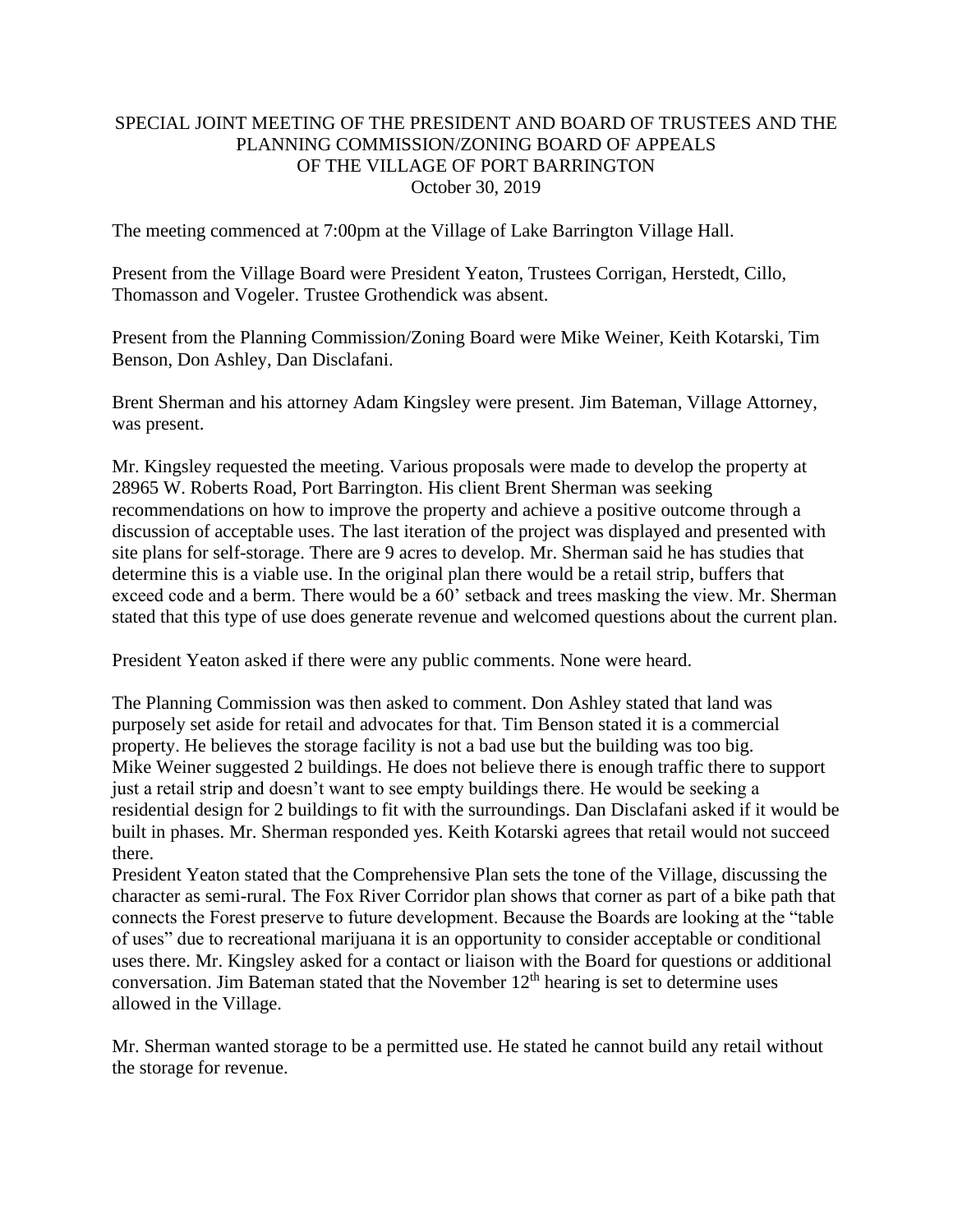# SPECIAL JOINT MEETING OF THE PRESIDENT AND BOARD OF TRUSTEES AND THE PLANNING COMMISSION/ZONING BOARD OF APPEALS OF THE VILLAGE OF PORT BARRINGTON

October 30, 2019

The meeting commenced at 7:00pm at the Village of Lake Barrington Village Hall.

Present from the Village Board were President Yeaton, Trustees Corrigan, Herstedt, Cillo, Thomasson and Vogeler. Trustee Grothendick was absent.

Present from the Planning Commission/Zoning Board were Mike Weiner, Keith Kotarski, Tim Benson, Don Ashley, Dan Disclafani.

Brent Sherman and his attorney Adam Kingsley were present. Jim Bateman, Village Attorney, was present.

Mr. Kingsley requested the meeting. Various proposals were made to develop the property at 28965 W. Roberts Road, Port Barrington. His client Brent Sherman was seeking recommendations on how to improve the property and achieve a positive outcome through a discussion of acceptable uses. The last iteration of the project was displayed and presented with site plans for self-storage. There are 9 acres to develop. Mr. Sherman said he has studies that determine this is a viable use. In the original plan there would be a retail strip, buffers that exceed code and a berm. There would be a 60' setback and trees masking the view. Mr. Sherman stated that this type of use does generate revenue and welcomed questions about the current plan.

President Yeaton asked if there were any public comments. None were heard.

The Planning Commission was then asked to comment. Don Ashley stated that land was purposely set aside for retail and advocates for that. Tim Benson stated it is a commercial property. He believes the storage facility is not a bad use but the building was too big. Mike Weiner suggested 2 buildings. He does not believe there is enough traffic there to support just a retail strip and doesn't want to see empty buildings there. He would be seeking a residential design for 2 buildings to fit with the surroundings. Dan Disclafani asked if it would be built in phases. Mr. Sherman responded yes. Keith Kotarski agrees that retail would not succeed there.

President Yeaton stated that the Comprehensive Plan sets the tone of the Village, discussing the character as semi-rural. The Fox River Corridor plan shows that corner as part of a bike path that connects the Forest preserve to future development. Because the Boards are looking at the "table of uses" due to recreational marijuana it is an opportunity to consider acceptable or conditional uses there. Mr. Kingsley asked for a contact or liaison with the Board for questions or additional conversation. Jim Bateman stated that the November 12th hearing is set to determine uses allowed in the Village.

Mr. Sherman wanted storage to be a permitted use. He stated he cannot build any retail without the storage for revenue.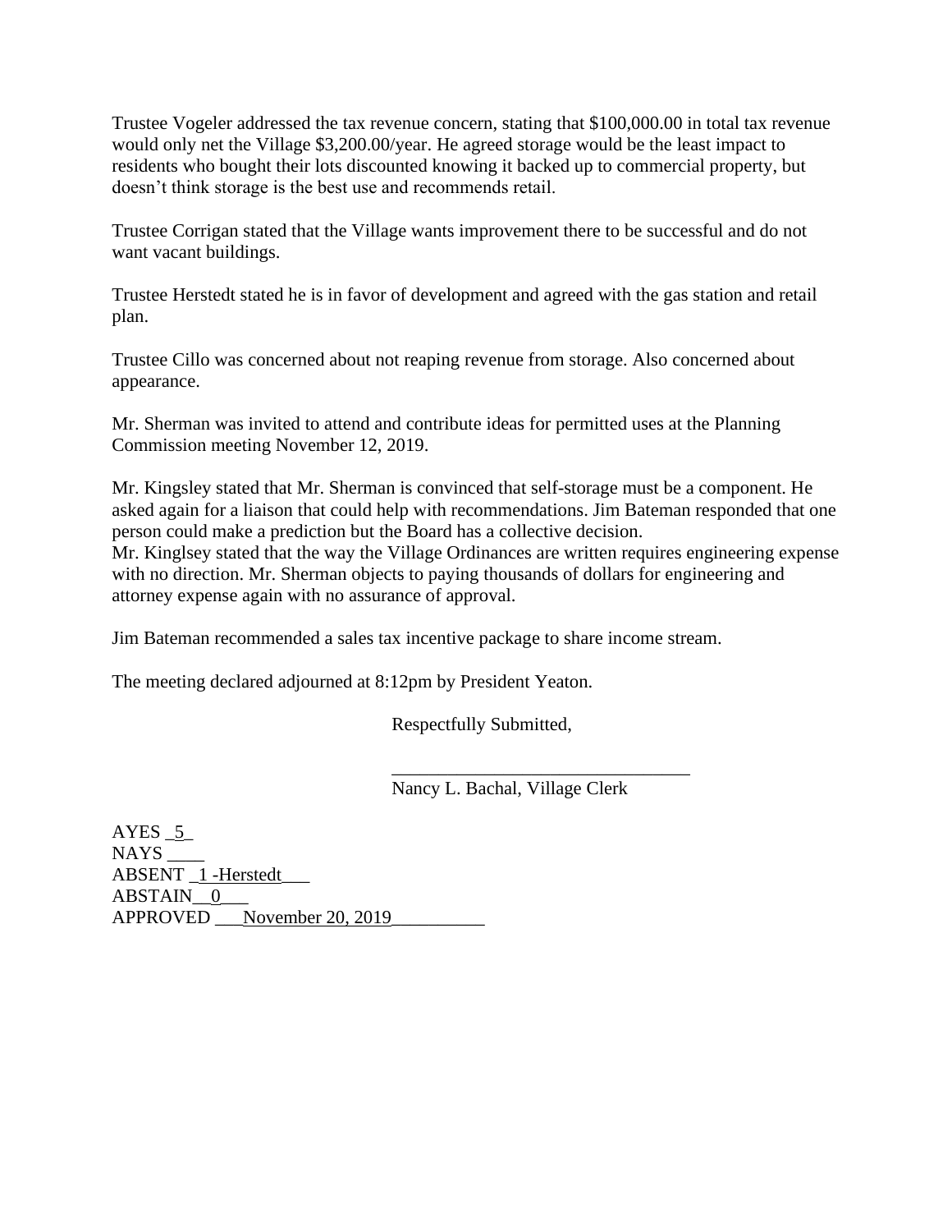Trustee Vogeler addressed the tax revenue concern, stating that $100,000.00 in total tax revenue would only net the Village $3,200.00/year. He agreed storage would be the least impact to residents who bought their lots discounted knowing it backed up to commercial property, but doesn't think storage is the best use and recommends retail.

Trustee Corrigan stated that the Village wants improvement there to be successful and do not want vacant buildings.

Trustee Herstedt stated he is in favor of development and agreed with the gas station and retail plan.

Trustee Cillo was concerned about not reaping revenue from storage. Also concerned about appearance.

Mr. Sherman was invited to attend and contribute ideas for permitted uses at the Planning Commission meeting November 12, 2019.

Mr. Kingsley stated that Mr. Sherman is convinced that self-storage must be a component. He asked again for a liaison that could help with recommendations. Jim Bateman responded that one person could make a prediction but the Board has a collective decision.
Mr. Kinglsey stated that the way the Village Ordinances are written requires engineering expense with no direction. Mr. Sherman objects to paying thousands of dollars for engineering and attorney expense again with no assurance of approval.

Jim Bateman recommended a sales tax incentive package to share income stream.

The meeting declared adjourned at 8:12pm by President Yeaton.

Respectfully Submitted,

\_\_\_\_\_\_\_\_\_\_\_\_\_\_\_\_\_\_\_\_\_\_\_\_\_\_\_\_\_\_\_\_\_
Nancy L. Bachal, Village Clerk

AYES _5_
NAYS ____
ABSENT _1 -Herstedt___
ABSTAIN__0___
APPROVED ___November 20, 2019__________